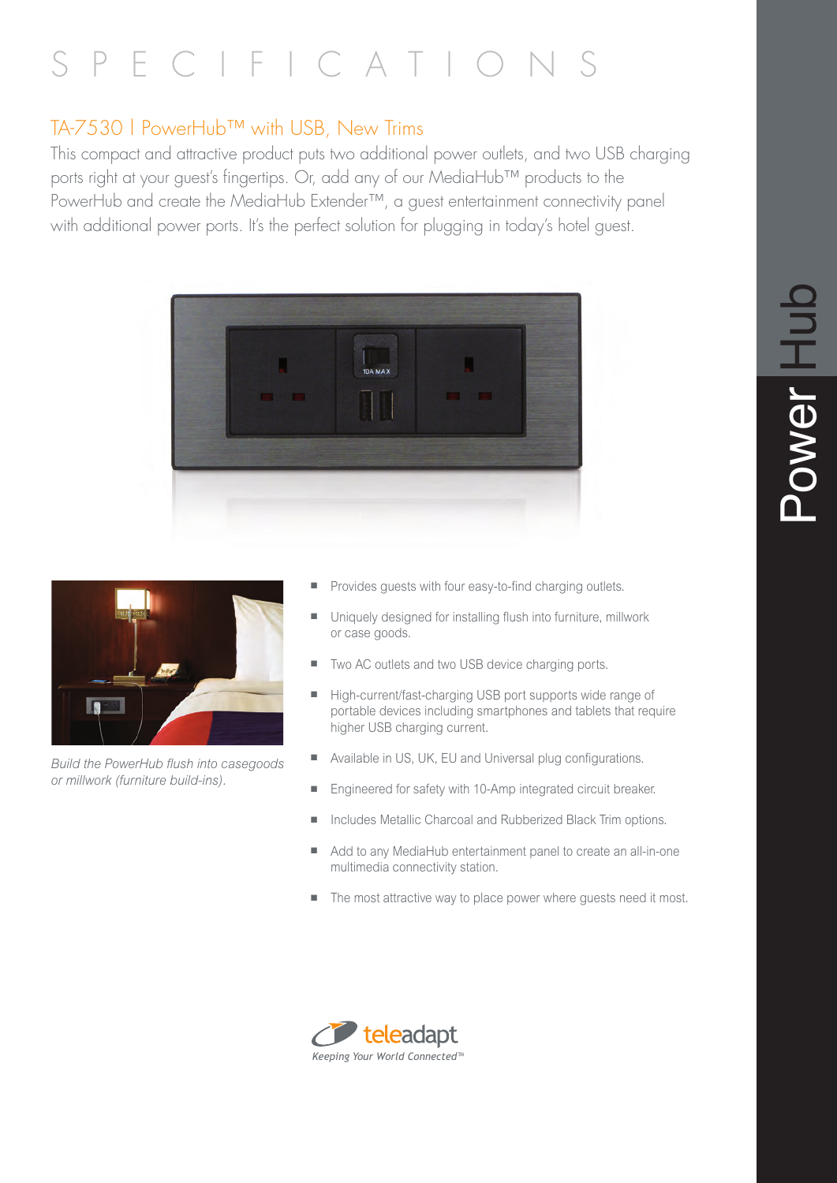# SPECIFICATIONS

## TA-7530 | PowerHub™ with USB, New Trims

This compact and attractive product puts two additional power outlets, and two USB charging ports right at your guest's fingertips. Or, add any of our MediaHub™ products to the PowerHub and create the MediaHub Extender™, a guest entertainment connectivity panel with additional power ports. It's the perfect solution for plugging in today's hotel guest.

*Build the PowerHub flush into casegoods or millwork (furniture build-ins).*

- Provides guests with four easy-to-find charging outlets.
- Uniquely designed for installing flush into furniture, millwork or case goods.
- Two AC outlets and two USB device charging ports.
- High-current/fast-charging USB port supports wide range of portable devices including smartphones and tablets that require higher USB charging current.
- Available in US, UK, EU and Universal plug configurations.
- Engineered for safety with 10-Amp integrated circuit breaker.
- Includes Metallic Charcoal and Rubberized Black Trim options.
- Add to any MediaHub entertainment panel to create an all-in-one multimedia connectivity station.
- The most attractive way to place power where guests need it most.

teleadapt
Keeping Your World Connected™

Power Hub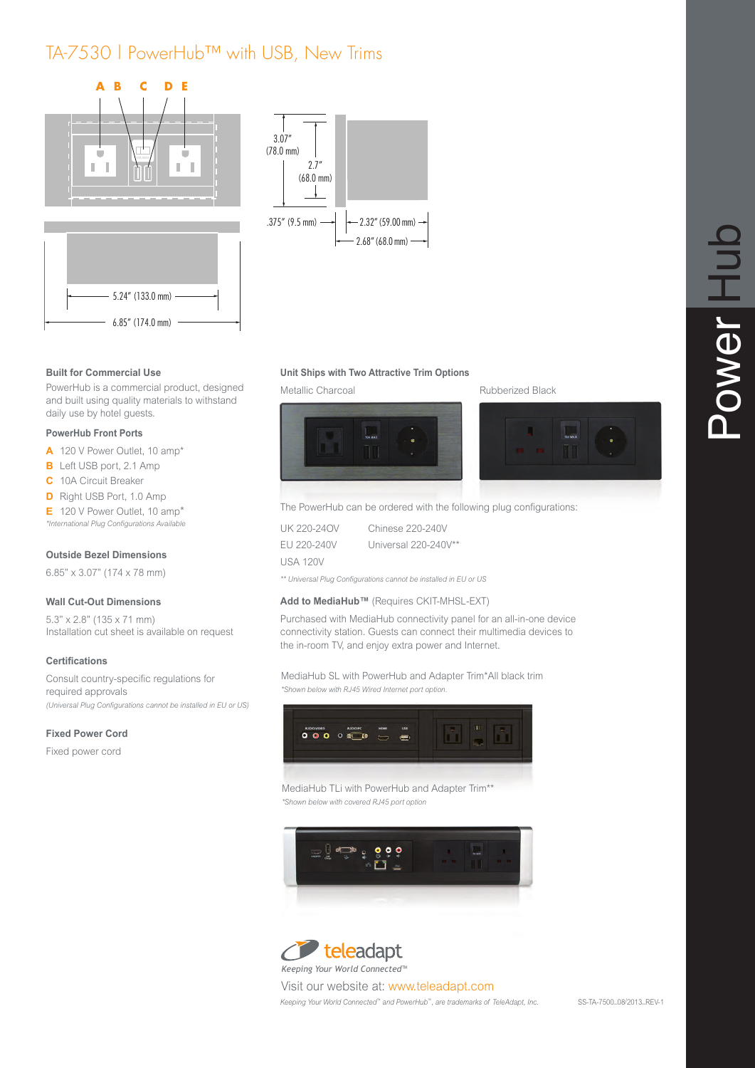# TA-7530 | PowerHub™ with USB, New Trims

A B C D E

3.07" (78.0 mm)

2.7" (68.0 mm)

.375" (9.5 mm)

2.32" (59.00 mm)

2.68" (68.0 mm)

5.24" (133.0 mm)

6.85" (174.0 mm)

### Built for Commercial Use

PowerHub is a commercial product, designed and built using quality materials to withstand daily use by hotel guests.

### PowerHub Front Ports

- **A** 120 V Power Outlet, 10 amp*
- **B** Left USB port, 2.1 Amp
- **C** 10A Circuit Breaker
- **D** Right USB Port, 1.0 Amp
- **E** 120 V Power Outlet, 10 amp*

*\*International Plug Configurations Available*

### Outside Bezel Dimensions

6.85" x 3.07" (174 x 78 mm)

### Wall Cut-Out Dimensions

5.3" x 2.8" (135 x 71 mm)
Installation cut sheet is available on request

### Certifications

Consult country-specific regulations for required approvals

*(Universal Plug Configurations cannot be installed in EU or US)*

### Fixed Power Cord

Fixed power cord

### Unit Ships with Two Attractive Trim Options

Metallic Charcoal

Rubberized Black

The PowerHub can be ordered with the following plug configurations:

| | |
|---|---|
| UK 220-240V | Chinese 220-240V |
| EU 220-240V | Universal 220-240V** |
| USA 120V | |

*\*\* Universal Plug Configurations cannot be installed in EU or US*

### Add to MediaHub™ (Requires CKIT-MHSL-EXT)

Purchased with MediaHub connectivity panel for an all-in-one device connectivity station. Guests can connect their multimedia devices to the in-room TV, and enjoy extra power and Internet.

MediaHub SL with PowerHub and Adapter Trim*All black trim

*\*Shown below with RJ45 Wired Internet port option.*

MediaHub TLi with PowerHub and Adapter Trim**

*\*Shown below with covered RJ45 port option*

teleadapt

*Keeping Your World Connected™*

Visit our website at: www.teleadapt.com

*Keeping Your World Connected™ and PowerHub™, are trademarks of TeleAdapt, Inc.*

SS-TA-7500_08/2013_REV-1

Power Hub